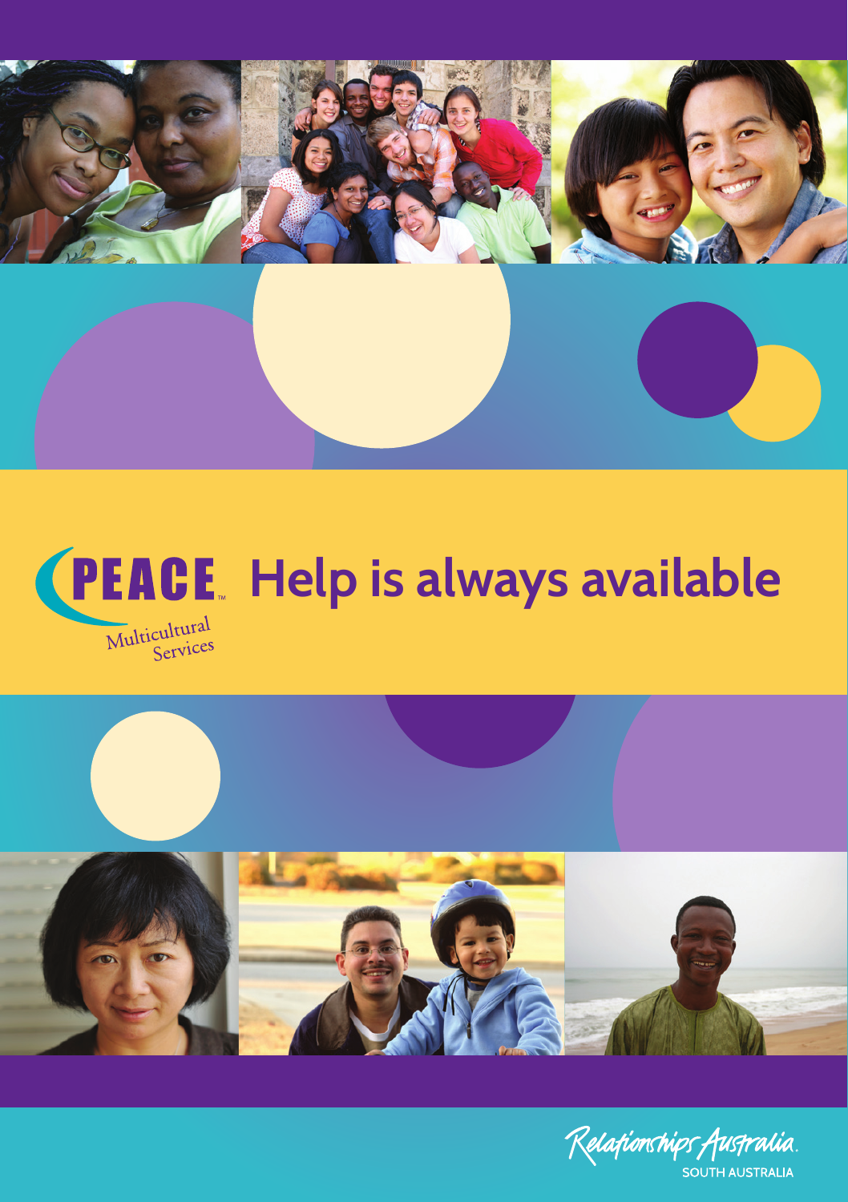PEACE™ Multicultural Services

# Help is always available

Relationships Australia
SOUTH AUSTRALIA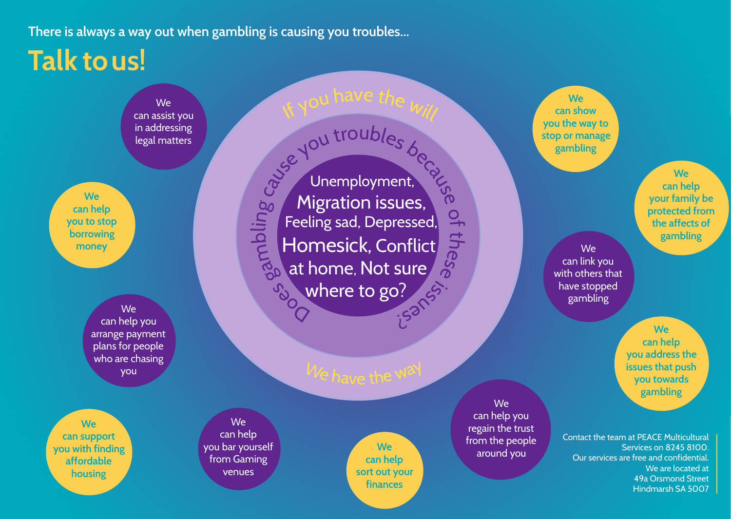There is always a way out when gambling is causing you troubles...

# Talk to us!

If you have the will

Does gambling cause you troubles because of these issues?

Unemployment, Migration issues, Feeling sad, Depressed, Homesick, Conflict at home, Not sure where to go?

We have the way

- We can assist you in addressing legal matters
- We can help you to stop borrowing money
- We can help you arrange payment plans for people who are chasing you
- We can support you with finding affordable housing
- We can help you bar yourself from Gaming venues
- We can help sort out your finances
- We can help you regain the trust from the people around you
- We can show you the way to stop or manage gambling
- We can help your family be protected from the affects of gambling
- We can link you with others that have stopped gambling
- We can help you address the issues that push you towards gambling

Contact the team at PEACE Multicultural Services on 8245 8100.
Our services are free and confidential.
We are located at
49a Orsmond Street
Hindmarsh SA 5007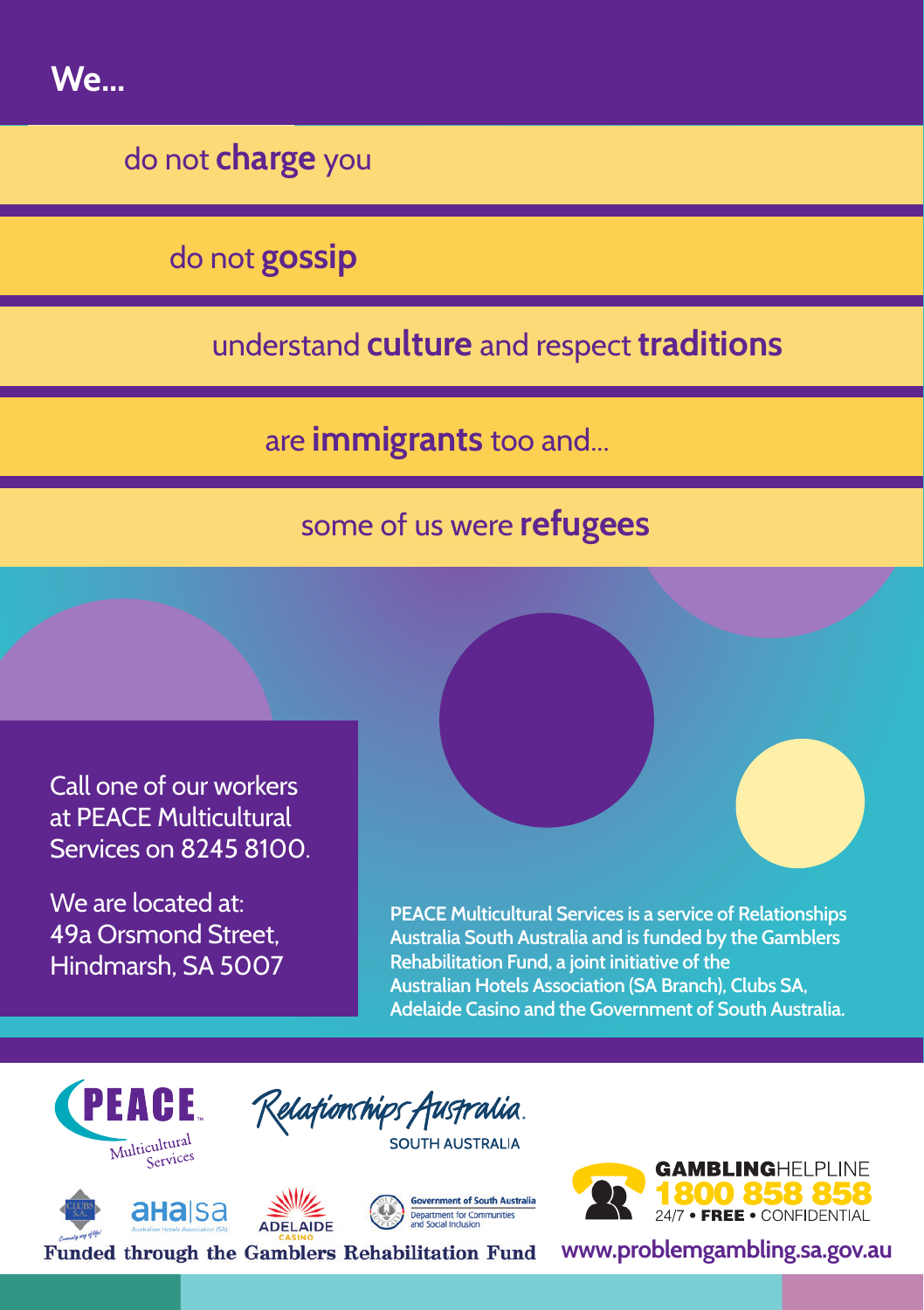# We...

do not **charge** you

do not **gossip**

understand **culture** and respect **traditions**

are **immigrants** too and...

some of us were **refugees**

Call one of our workers at PEACE Multicultural Services on 8245 8100.

We are located at:
49a Orsmond Street,
Hindmarsh, SA 5007

**PEACE Multicultural Services is a service of Relationships Australia South Australia and is funded by the Gamblers Rehabilitation Fund, a joint initiative of the Australian Hotels Association (SA Branch), Clubs SA, Adelaide Casino and the Government of South Australia.**

PEACE Multicultural Services

Relationships Australia SOUTH AUSTRALIA

Clubs S.A. | ahasa Australian Hotels Association (SA) | Adelaide Casino | Government of South Australia Department for Communities and Social Inclusion

**Funded through the Gamblers Rehabilitation Fund**

**GAMBLING**HELPLINE
**1800 858 858**
24/7 • **FREE** • CONFIDENTIAL

**www.problemgambling.sa.gov.au**